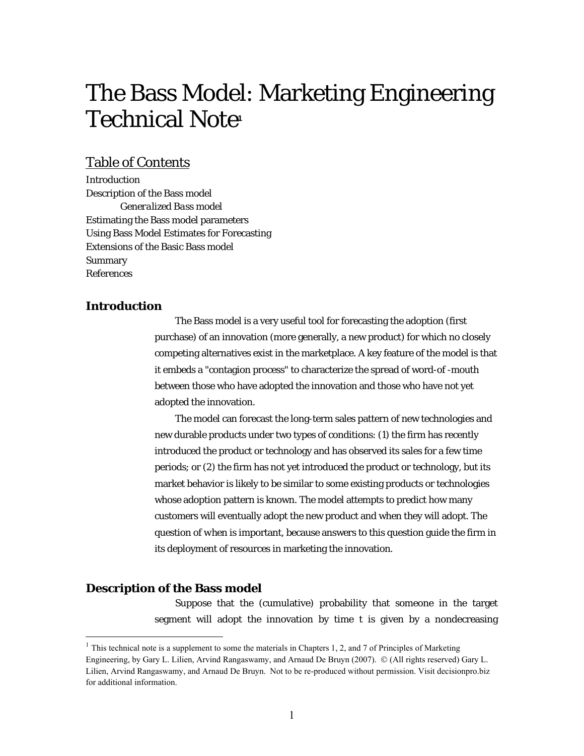# The Bass Model: Marketing Engineering Technical Note[1]

## Table of Contents

Introduction
Description of the Bass model
*Generalized Bass model*
Estimating the Bass model parameters
Using Bass Model Estimates for Forecasting
Extensions of the Basic Bass model
Summary
References

### Introduction

The Bass model is a very useful tool for forecasting the adoption (first purchase) of an innovation (more generally, a new product) for which no closely competing alternatives exist in the marketplace. A key feature of the model is that it embeds a "contagion process" to characterize the spread of word-of -mouth between those who have adopted the innovation and those who have not yet adopted the innovation.

The model can forecast the long-term sales pattern of new technologies and new durable products under two types of conditions: (1) the firm has recently introduced the product or technology and has observed its sales for a few time periods; or (2) the firm has not yet introduced the product or technology, but its market behavior is likely to be similar to some existing products or technologies whose adoption pattern is known. The model attempts to predict how many customers will eventually adopt the new product and when they will adopt. The question of when is important, because answers to this question guide the firm in its deployment of resources in marketing the innovation.

### Description of the Bass model

Suppose that the (cumulative) probability that someone in the target segment will adopt the innovation by time t is given by a nondecreasing

[1] This technical note is a supplement to some the materials in Chapters 1, 2, and 7 of Principles of Marketing Engineering, by Gary L. Lilien, Arvind Rangaswamy, and Arnaud De Bruyn (2007). © (All rights reserved) Gary L. Lilien, Arvind Rangaswamy, and Arnaud De Bruyn. Not to be re-produced without permission. Visit decisionpro.biz for additional information.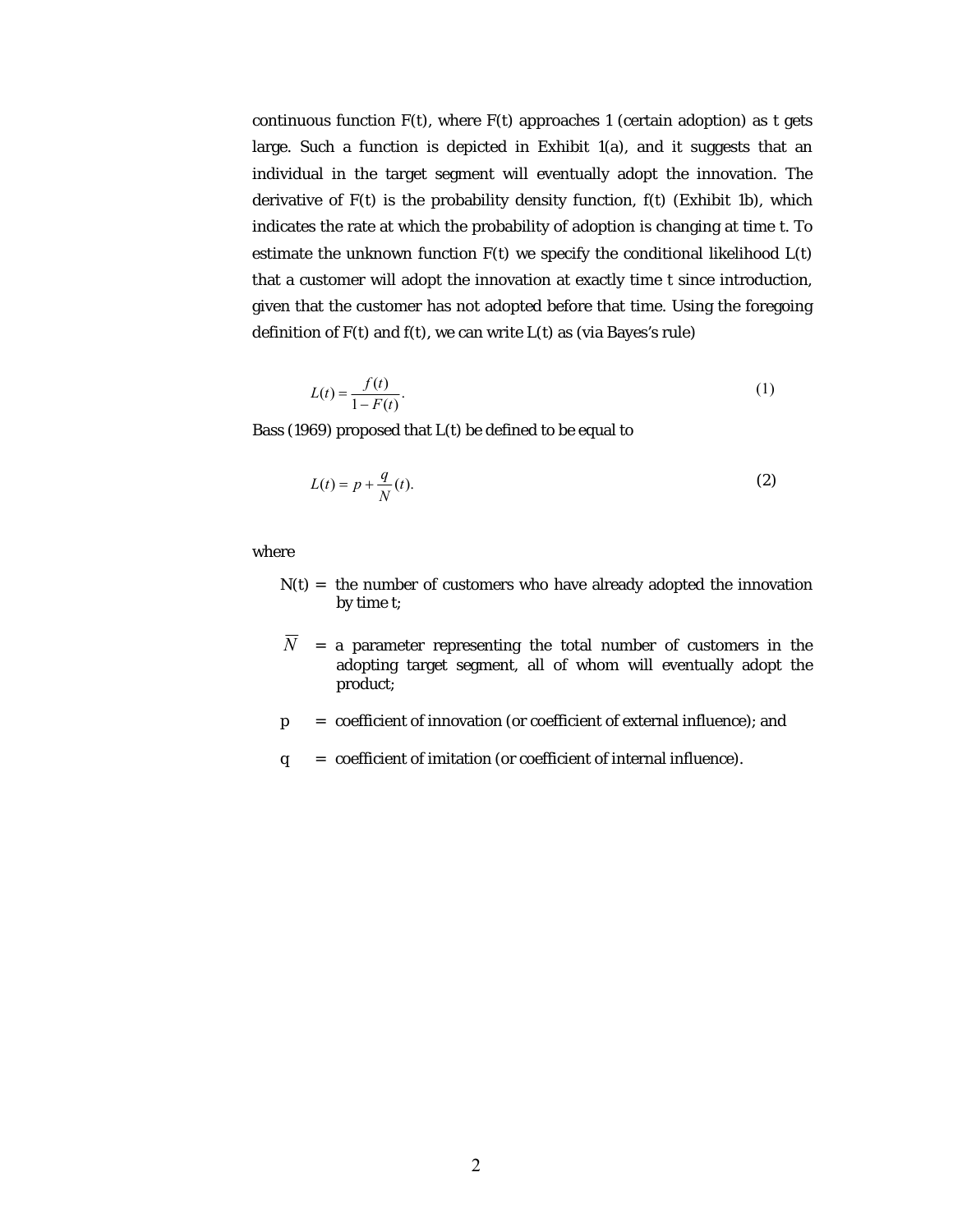continuous function F(t), where F(t) approaches 1 (certain adoption) as t gets large. Such a function is depicted in Exhibit 1(a), and it suggests that an individual in the target segment will eventually adopt the innovation. The derivative of F(t) is the probability density function, f(t) (Exhibit 1b), which indicates the rate at which the probability of adoption is changing at time t. To estimate the unknown function F(t) we specify the conditional likelihood L(t) that a customer will adopt the innovation at exactly time t since introduction, given that the customer has not adopted before that time. Using the foregoing definition of F(t) and f(t), we can write L(t) as (via Bayes's rule)

$$L(t) = \frac{f(t)}{1 - F(t)}. \tag{1}$$

Bass (1969) proposed that L(t) be defined to be equal to

$$L(t) = p + \frac{q}{N}(t). \tag{2}$$

where

N(t) = the number of customers who have already adopted the innovation by time t;

$\overline{N}$ = a parameter representing the total number of customers in the adopting target segment, all of whom will eventually adopt the product;

p = coefficient of innovation (or coefficient of external influence); and

q = coefficient of imitation (or coefficient of internal influence).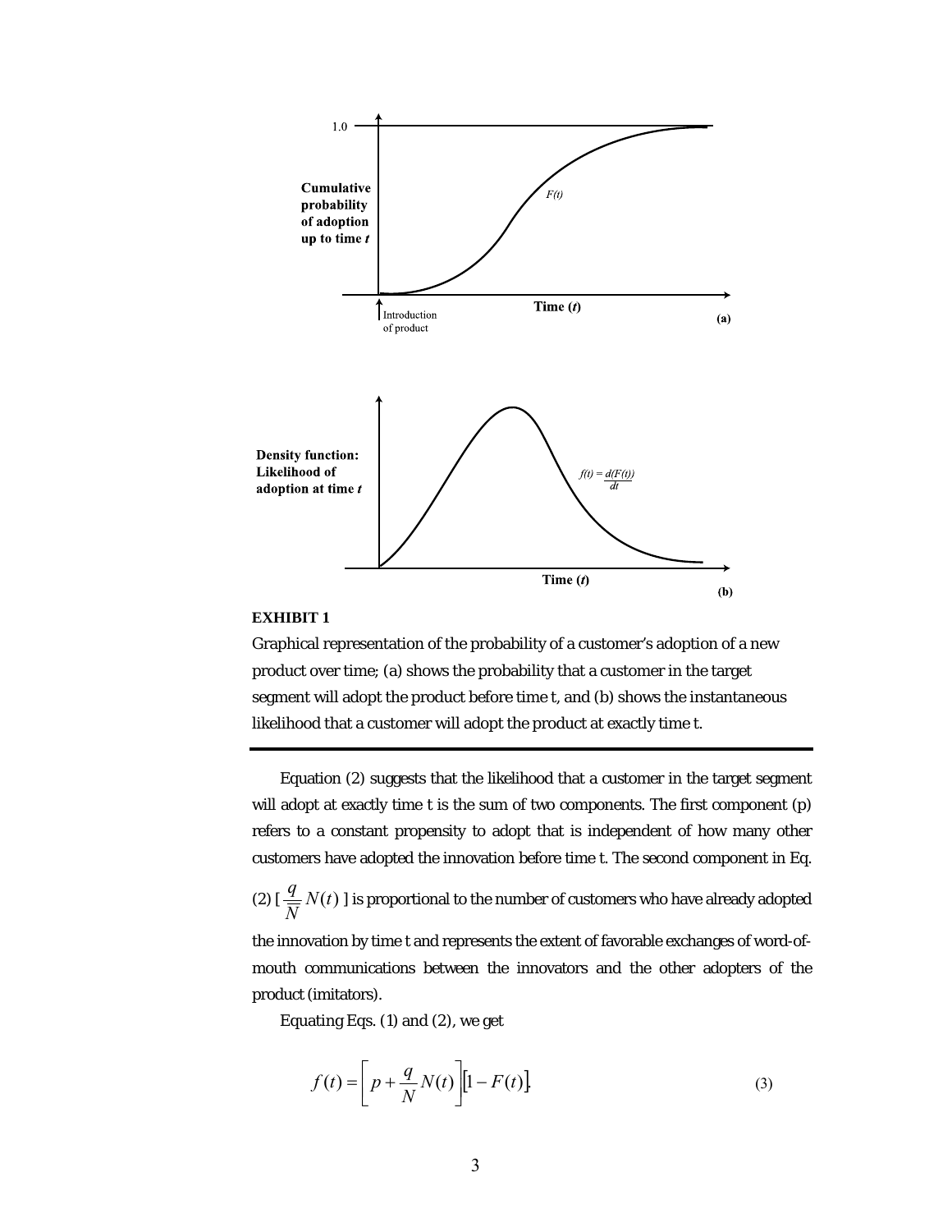**EXHIBIT 1**

Graphical representation of the probability of a customer's adoption of a new product over time; (a) shows the probability that a customer in the target segment will adopt the product before time t, and (b) shows the instantaneous likelihood that a customer will adopt the product at exactly time t.

---

Equation (2) suggests that the likelihood that a customer in the target segment will adopt at exactly time t is the sum of two components. The first component (p) refers to a constant propensity to adopt that is independent of how many other customers have adopted the innovation before time t. The second component in Eq. (2) [$\frac{q}{N}N(t)$ ] is proportional to the number of customers who have already adopted the innovation by time t and represents the extent of favorable exchanges of word-of-mouth communications between the innovators and the other adopters of the product (imitators).

Equating Eqs. (1) and (2), we get

$$f(t) = \left[ p + \frac{q}{N}N(t) \right] \left[ 1 - F(t) \right]. \tag{3}$$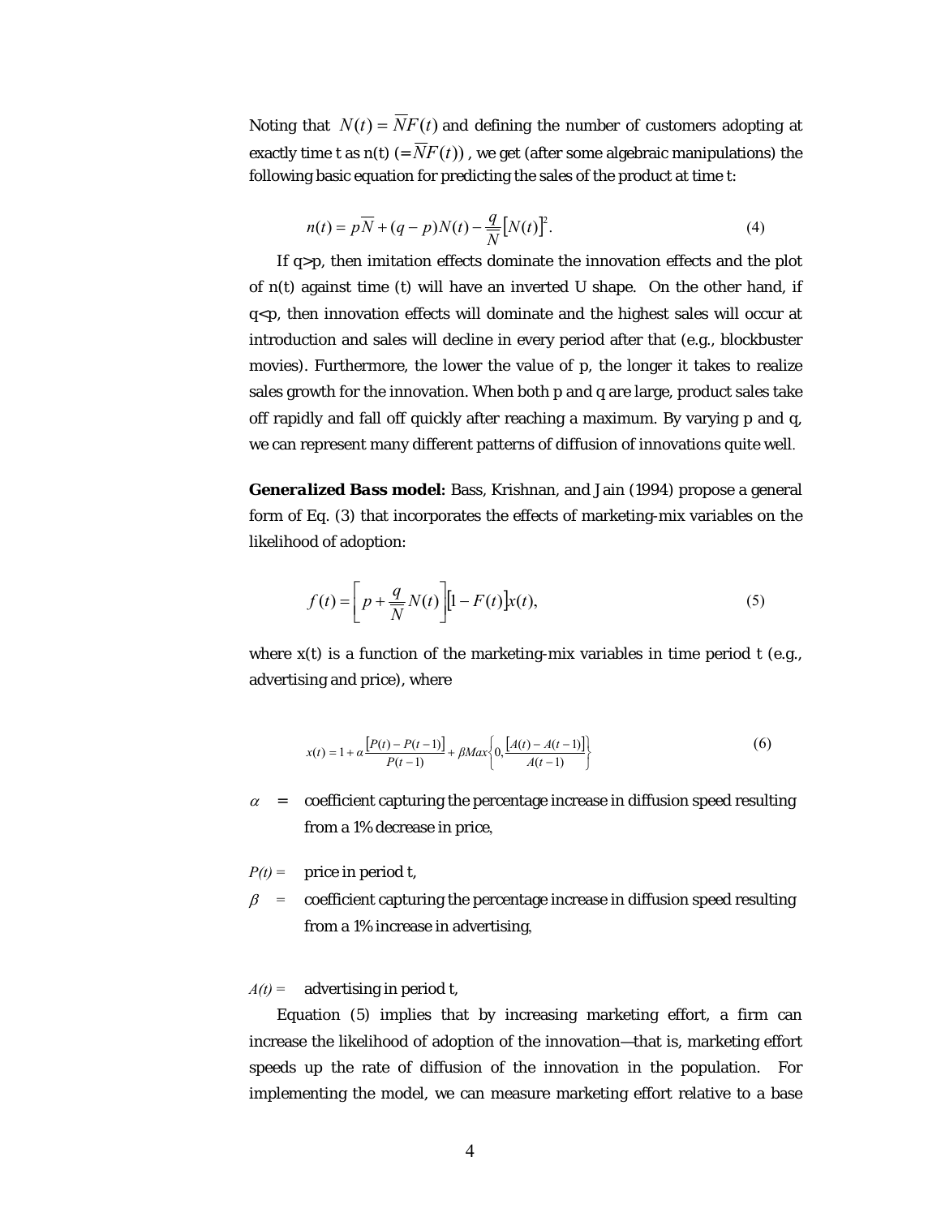Noting that $N(t) = \overline{N}F(t)$ and defining the number of customers adopting at exactly time t as n(t) ($= \overline{N}F(t)$), we get (after some algebraic manipulations) the following basic equation for predicting the sales of the product at time t:

$$n(t) = p\overline{N} + (q - p)N(t) - \frac{q}{\overline{N}}\left[N(t)\right]^2. \tag{4}$$

If q>p, then imitation effects dominate the innovation effects and the plot of n(t) against time (t) will have an inverted U shape. On the other hand, if q<p, then innovation effects will dominate and the highest sales will occur at introduction and sales will decline in every period after that (e.g., blockbuster movies). Furthermore, the lower the value of p, the longer it takes to realize sales growth for the innovation. When both p and q are large, product sales take off rapidly and fall off quickly after reaching a maximum. By varying p and q, we can represent many different patterns of diffusion of innovations quite well.

***Generalized Bass model:*** Bass, Krishnan, and Jain (1994) propose a general form of Eq. (3) that incorporates the effects of marketing-mix variables on the likelihood of adoption:

$$f(t) = \left[p + \frac{q}{\overline{N}}N(t)\right]\left[1 - F(t)\right]x(t), \tag{5}$$

where x(t) is a function of the marketing-mix variables in time period t (e.g., advertising and price), where

$$x(t) = 1 + \alpha\frac{\left[P(t) - P(t-1)\right]}{P(t-1)} + \beta Max\left\{0, \frac{\left[A(t) - A(t-1)\right]}{A(t-1)}\right\} \tag{6}$$

$\alpha$ = coefficient capturing the percentage increase in diffusion speed resulting from a 1% decrease in price,

$P(t)$ = price in period t,

$\beta$ = coefficient capturing the percentage increase in diffusion speed resulting from a 1% increase in advertising,

$A(t)$ = advertising in period t,

Equation (5) implies that by increasing marketing effort, a firm can increase the likelihood of adoption of the innovation—that is, marketing effort speeds up the rate of diffusion of the innovation in the population. For implementing the model, we can measure marketing effort relative to a base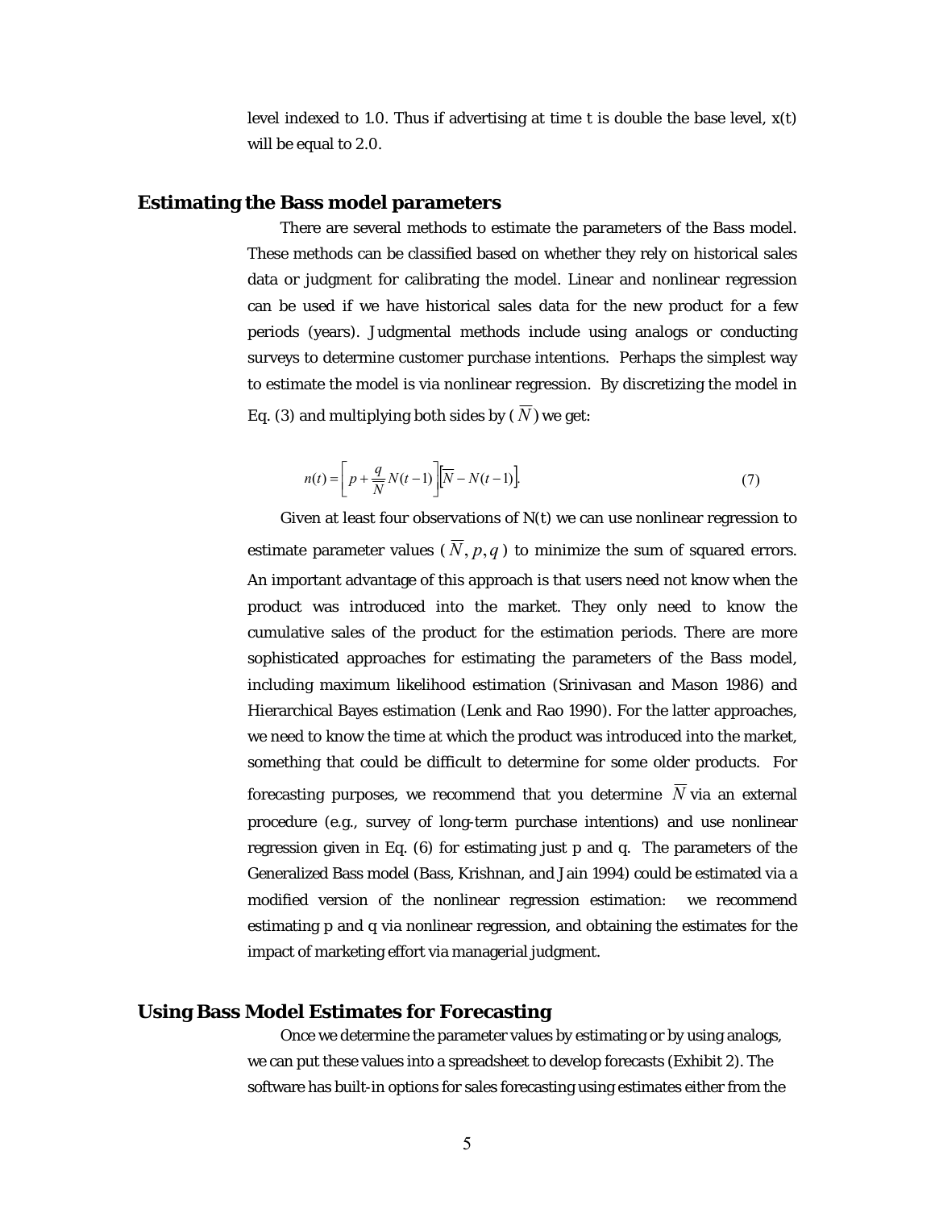level indexed to 1.0. Thus if advertising at time t is double the base level, x(t) will be equal to 2.0.

## Estimating the Bass model parameters

There are several methods to estimate the parameters of the Bass model. These methods can be classified based on whether they rely on historical sales data or judgment for calibrating the model. Linear and nonlinear regression can be used if we have historical sales data for the new product for a few periods (years). Judgmental methods include using analogs or conducting surveys to determine customer purchase intentions. Perhaps the simplest way to estimate the model is via nonlinear regression. By discretizing the model in Eq. (3) and multiplying both sides by ($\overline{N}$) we get:

$$n(t) = \left[ p + \frac{q}{\overline{N}} N(t-1) \right] \left[ \overline{N} - N(t-1) \right]. \tag{7}$$

Given at least four observations of N(t) we can use nonlinear regression to estimate parameter values ( $\overline{N}, p, q$ ) to minimize the sum of squared errors. An important advantage of this approach is that users need not know when the product was introduced into the market. They only need to know the cumulative sales of the product for the estimation periods. There are more sophisticated approaches for estimating the parameters of the Bass model, including maximum likelihood estimation (Srinivasan and Mason 1986) and Hierarchical Bayes estimation (Lenk and Rao 1990). For the latter approaches, we need to know the time at which the product was introduced into the market, something that could be difficult to determine for some older products. For forecasting purposes, we recommend that you determine $\overline{N}$ via an external procedure (e.g., survey of long-term purchase intentions) and use nonlinear regression given in Eq. (6) for estimating just p and q. The parameters of the Generalized Bass model (Bass, Krishnan, and Jain 1994) could be estimated via a modified version of the nonlinear regression estimation: we recommend estimating p and q via nonlinear regression, and obtaining the estimates for the impact of marketing effort via managerial judgment.

## Using Bass Model Estimates for Forecasting

Once we determine the parameter values by estimating or by using analogs, we can put these values into a spreadsheet to develop forecasts (Exhibit 2). The software has built-in options for sales forecasting using estimates either from the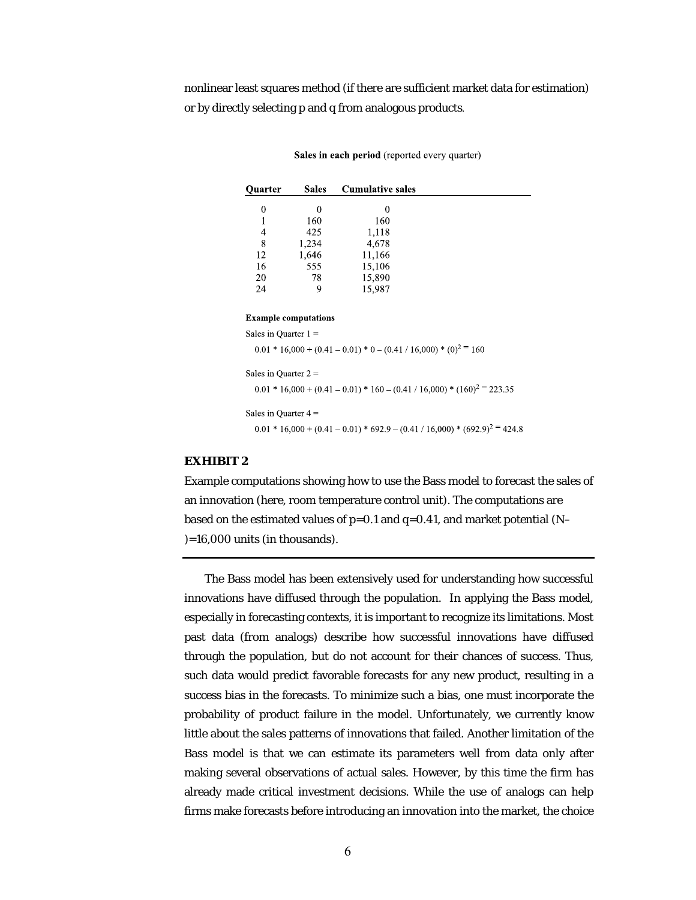nonlinear least squares method (if there are sufficient market data for estimation) or by directly selecting p and q from analogous products.

**Sales in each period** (reported every quarter)

| Quarter | Sales | Cumulative sales |
|---|---|---|
| 0 | 0 | 0 |
| 1 | 160 | 160 |
| 4 | 425 | 1,118 |
| 8 | 1,234 | 4,678 |
| 12 | 1,646 | 11,166 |
| 16 | 555 | 15,106 |
| 20 | 78 | 15,890 |
| 24 | 9 | 15,987 |

**Example computations**

Sales in Quarter 1 =

$$0.01 * 16{,}000 + (0.41 - 0.01) * 0 - (0.41 / 16{,}000) * (0)^2 = 160$$

Sales in Quarter 2 =

$$0.01 * 16{,}000 + (0.41 - 0.01) * 160 - (0.41 / 16{,}000) * (160)^2 = 223.35$$

Sales in Quarter 4 =

$$0.01 * 16{,}000 + (0.41 - 0.01) * 692.9 - (0.41 / 16{,}000) * (692.9)^2 = 424.8$$

**EXHIBIT 2**

Example computations showing how to use the Bass model to forecast the sales of an innovation (here, room temperature control unit). The computations are based on the estimated values of p=0.1 and q=0.41, and market potential (N–)=16,000 units (in thousands).

---

The Bass model has been extensively used for understanding how successful innovations have diffused through the population. In applying the Bass model, especially in forecasting contexts, it is important to recognize its limitations. Most past data (from analogs) describe how successful innovations have diffused through the population, but do not account for their chances of success. Thus, such data would predict favorable forecasts for any new product, resulting in a success bias in the forecasts. To minimize such a bias, one must incorporate the probability of product failure in the model. Unfortunately, we currently know little about the sales patterns of innovations that failed. Another limitation of the Bass model is that we can estimate its parameters well from data only after making several observations of actual sales. However, by this time the firm has already made critical investment decisions. While the use of analogs can help firms make forecasts before introducing an innovation into the market, the choice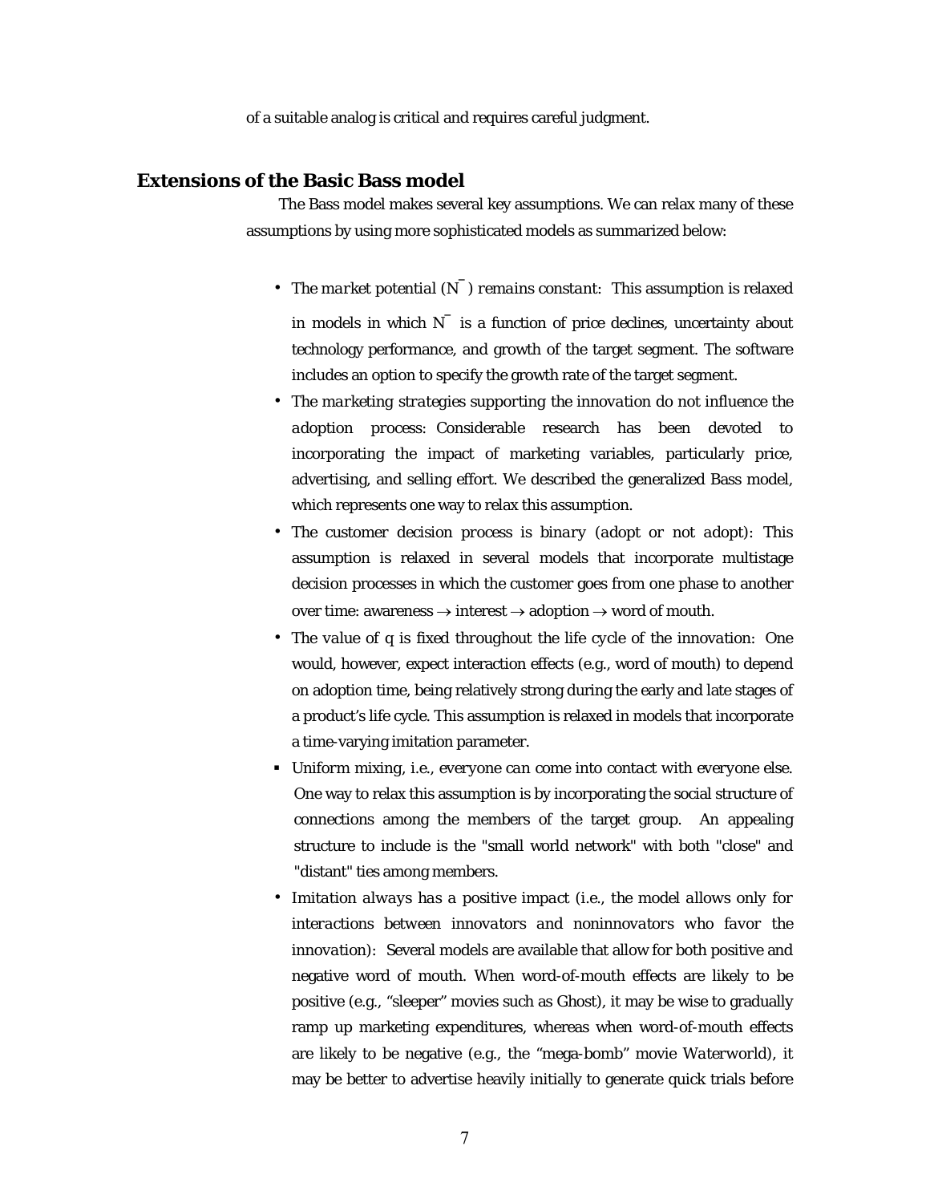of a suitable analog is critical and requires careful judgment.

## Extensions of the Basic Bass model

The Bass model makes several key assumptions. We can relax many of these assumptions by using more sophisticated models as summarized below:

- *The market potential ($\bar{N}$) remains constant:* This assumption is relaxed in models in which $\bar{N}$ is a function of price declines, uncertainty about technology performance, and growth of the target segment. The software includes an option to specify the growth rate of the target segment.
- *The marketing strategies supporting the innovation do not influence the adoption process:* Considerable research has been devoted to incorporating the impact of marketing variables, particularly price, advertising, and selling effort. We described the generalized Bass model, which represents one way to relax this assumption.
- *The customer decision process is binary (adopt or not adopt):* This assumption is relaxed in several models that incorporate multistage decision processes in which the customer goes from one phase to another over time: awareness $\rightarrow$ interest $\rightarrow$ adoption $\rightarrow$ word of mouth.
- *The value of q is fixed throughout the life cycle of the innovation:* One would, however, expect interaction effects (e.g., word of mouth) to depend on adoption time, being relatively strong during the early and late stages of a product's life cycle. This assumption is relaxed in models that incorporate a time-varying imitation parameter.
- *Uniform mixing, i.e., everyone can come into contact with everyone else.* One way to relax this assumption is by incorporating the social structure of connections among the members of the target group. An appealing structure to include is the "small world network" with both "close" and "distant" ties among members.
- *Imitation always has a positive impact (i.e., the model allows only for interactions between innovators and noninnovators who favor the innovation):* Several models are available that allow for both positive and negative word of mouth. When word-of-mouth effects are likely to be positive (e.g., "sleeper" movies such as Ghost), it may be wise to gradually ramp up marketing expenditures, whereas when word-of-mouth effects are likely to be negative (e.g., the "mega-bomb" movie *Waterworld*), it may be better to advertise heavily initially to generate quick trials before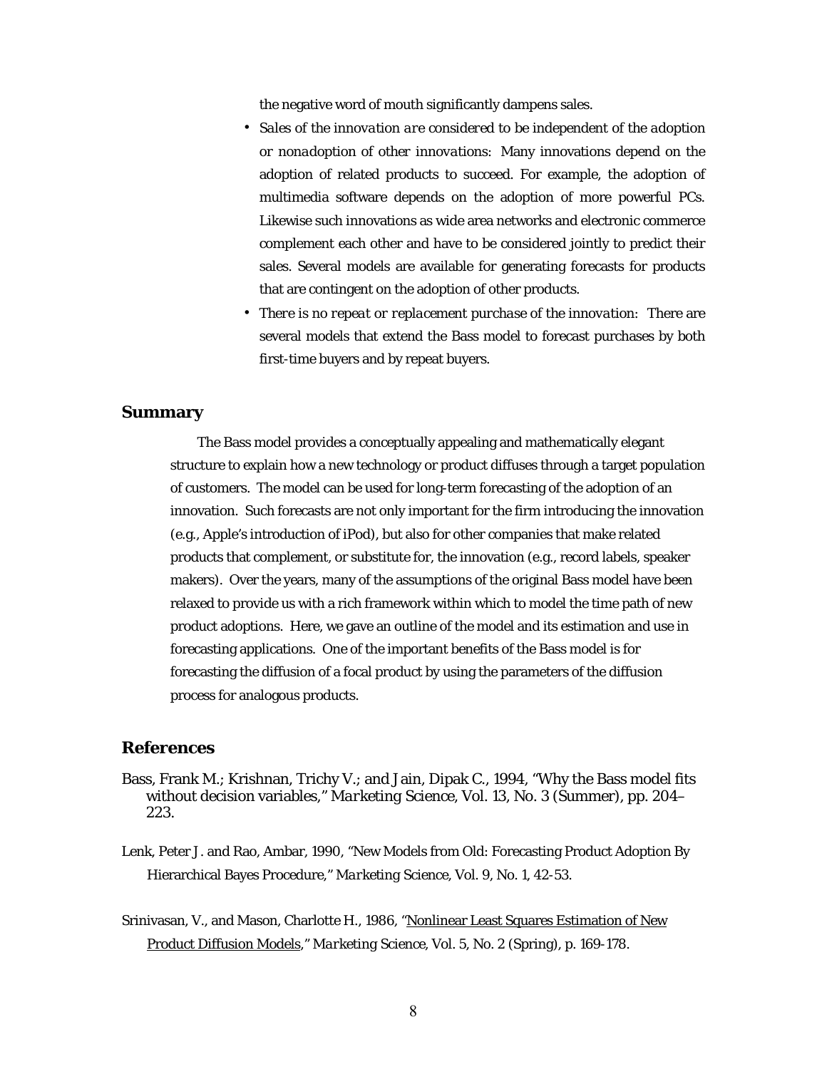the negative word of mouth significantly dampens sales.

- *Sales of the innovation are considered to be independent of the adoption or nonadoption of other innovations*: Many innovations depend on the adoption of related products to succeed. For example, the adoption of multimedia software depends on the adoption of more powerful PCs. Likewise such innovations as wide area networks and electronic commerce complement each other and have to be considered jointly to predict their sales. Several models are available for generating forecasts for products that are contingent on the adoption of other products.
- *There is no repeat or replacement purchase of the innovation*: There are several models that extend the Bass model to forecast purchases by both first-time buyers and by repeat buyers.

## Summary

The Bass model provides a conceptually appealing and mathematically elegant structure to explain how a new technology or product diffuses through a target population of customers. The model can be used for long-term forecasting of the adoption of an innovation. Such forecasts are not only important for the firm introducing the innovation (e.g., Apple's introduction of iPod), but also for other companies that make related products that complement, or substitute for, the innovation (e.g., record labels, speaker makers). Over the years, many of the assumptions of the original Bass model have been relaxed to provide us with a rich framework within which to model the time path of new product adoptions. Here, we gave an outline of the model and its estimation and use in forecasting applications. One of the important benefits of the Bass model is for forecasting the diffusion of a focal product by using the parameters of the diffusion process for analogous products.

## References

Bass, Frank M.; Krishnan, Trichy V.; and Jain, Dipak C., 1994, "Why the Bass model fits without decision variables," *Marketing Science*, Vol. 13, No. 3 (Summer), pp. 204–223.

Lenk, Peter J. and Rao, Ambar, 1990, "New Models from Old: Forecasting Product Adoption By Hierarchical Bayes Procedure," *Marketing Science*, Vol. 9, No. 1, 42-53.

Srinivasan, V., and Mason, Charlotte H., 1986, "Nonlinear Least Squares Estimation of New Product Diffusion Models," *Marketing Science*, Vol. 5, No. 2 (Spring), p. 169-178.